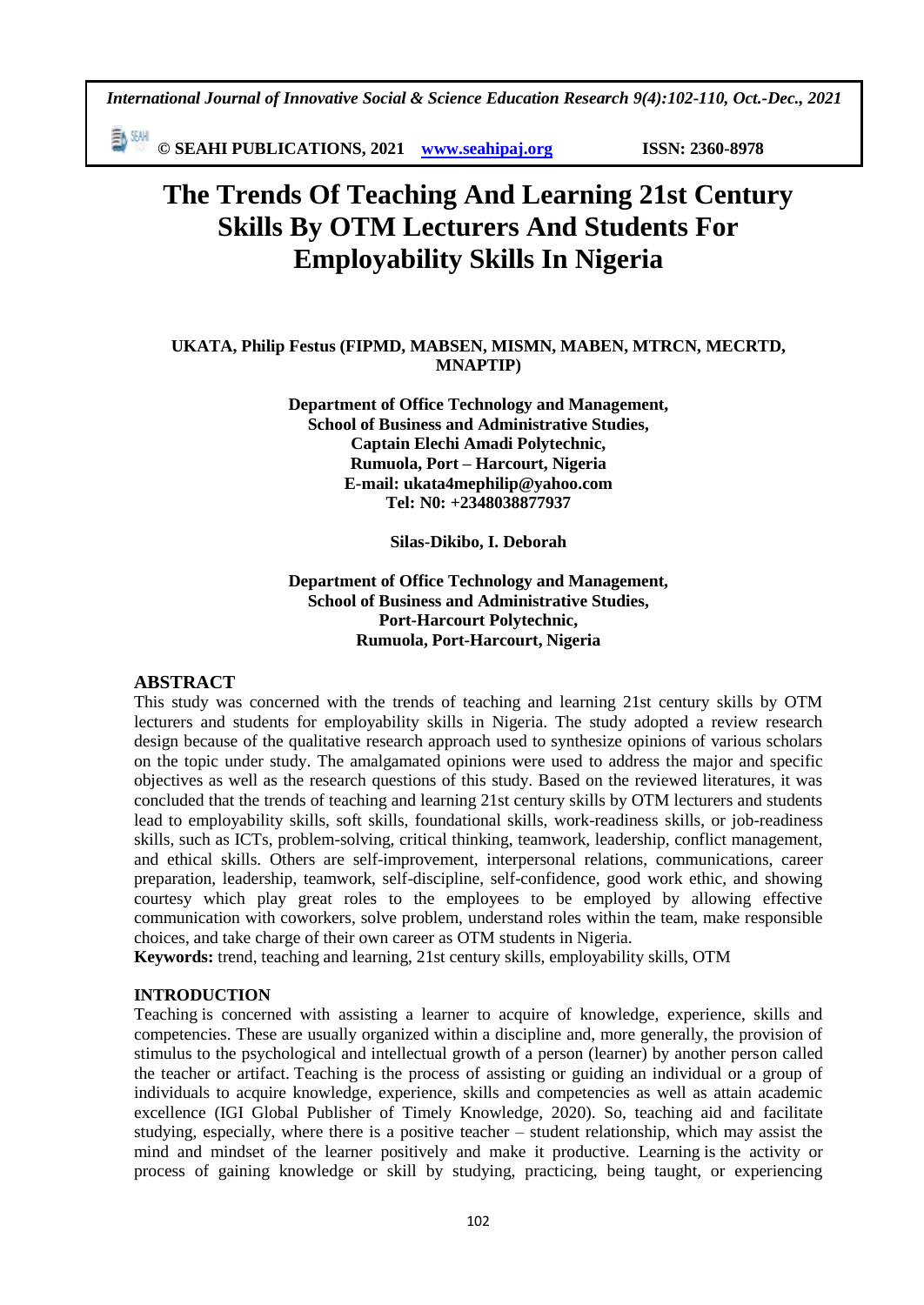# The Trends Of Teaching And Learning 21st Century Skills By OTM Lecturers And Students For Employability Skills In Nigeria

**UKATA, Philip Festus (FIPMD, MABSEN, MISMN, MABEN, MTRCN, MECRTD, MNAPTIP)**

**Department of Office Technology and Management,**
**School of Business and Administrative Studies,**
**Captain Elechi Amadi Polytechnic,**
**Rumuola, Port – Harcourt, Nigeria**
**E-mail: ukata4mephilip@yahoo.com**
**Tel: N0: +2348038877937**

**Silas-Dikibo, I. Deborah**

**Department of Office Technology and Management,**
**School of Business and Administrative Studies,**
**Port-Harcourt Polytechnic,**
**Rumuola, Port-Harcourt, Nigeria**

## ABSTRACT

This study was concerned with the trends of teaching and learning 21st century skills by OTM lecturers and students for employability skills in Nigeria. The study adopted a review research design because of the qualitative research approach used to synthesize opinions of various scholars on the topic under study. The amalgamated opinions were used to address the major and specific objectives as well as the research questions of this study. Based on the reviewed literatures, it was concluded that the trends of teaching and learning 21st century skills by OTM lecturers and students lead to employability skills, soft skills, foundational skills, work-readiness skills, or job-readiness skills, such as ICTs, problem-solving, critical thinking, teamwork, leadership, conflict management, and ethical skills. Others are self-improvement, interpersonal relations, communications, career preparation, leadership, teamwork, self-discipline, self-confidence, good work ethic, and showing courtesy which play great roles to the employees to be employed by allowing effective communication with coworkers, solve problem, understand roles within the team, make responsible choices, and take charge of their own career as OTM students in Nigeria.

**Keywords:** trend, teaching and learning, 21st century skills, employability skills, OTM

## INTRODUCTION

Teaching is concerned with assisting a learner to acquire of knowledge, experience, skills and competencies. These are usually organized within a discipline and, more generally, the provision of stimulus to the psychological and intellectual growth of a person (learner) by another person called the teacher or artifact. Teaching is the process of assisting or guiding an individual or a group of individuals to acquire knowledge, experience, skills and competencies as well as attain academic excellence (IGI Global Publisher of Timely Knowledge, 2020). So, teaching aid and facilitate studying, especially, where there is a positive teacher – student relationship, which may assist the mind and mindset of the learner positively and make it productive. Learning is the activity or process of gaining knowledge or skill by studying, practicing, being taught, or experiencing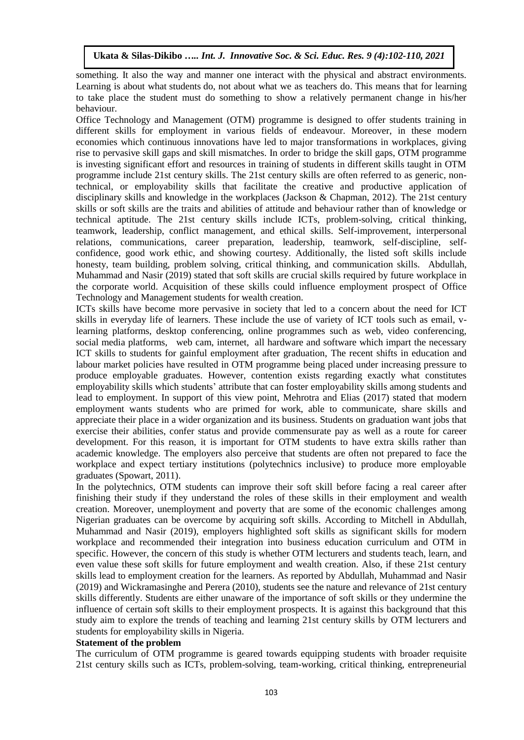something. It also the way and manner one interact with the physical and abstract environments. Learning is about what students do, not about what we as teachers do. This means that for learning to take place the student must do something to show a relatively permanent change in his/her behaviour.

Office Technology and Management (OTM) programme is designed to offer students training in different skills for employment in various fields of endeavour. Moreover, in these modern economies which continuous innovations have led to major transformations in workplaces, giving rise to pervasive skill gaps and skill mismatches. In order to bridge the skill gaps, OTM programme is investing significant effort and resources in training of students in different skills taught in OTM programme include 21st century skills. The 21st century skills are often referred to as generic, non-technical, or employability skills that facilitate the creative and productive application of disciplinary skills and knowledge in the workplaces (Jackson & Chapman, 2012). The 21st century skills or soft skills are the traits and abilities of attitude and behaviour rather than of knowledge or technical aptitude. The 21st century skills include ICTs, problem-solving, critical thinking, teamwork, leadership, conflict management, and ethical skills. Self-improvement, interpersonal relations, communications, career preparation, leadership, teamwork, self-discipline, self-confidence, good work ethic, and showing courtesy. Additionally, the listed soft skills include honesty, team building, problem solving, critical thinking, and communication skills. Abdullah, Muhammad and Nasir (2019) stated that soft skills are crucial skills required by future workplace in the corporate world. Acquisition of these skills could influence employment prospect of Office Technology and Management students for wealth creation.

ICTs skills have become more pervasive in society that led to a concern about the need for ICT skills in everyday life of learners. These include the use of variety of ICT tools such as email, v-learning platforms, desktop conferencing, online programmes such as web, video conferencing, social media platforms, web cam, internet, all hardware and software which impart the necessary ICT skills to students for gainful employment after graduation, The recent shifts in education and labour market policies have resulted in OTM programme being placed under increasing pressure to produce employable graduates. However, contention exists regarding exactly what constitutes employability skills which students' attribute that can foster employability skills among students and lead to employment. In support of this view point, Mehrotra and Elias (2017) stated that modern employment wants students who are primed for work, able to communicate, share skills and appreciate their place in a wider organization and its business. Students on graduation want jobs that exercise their abilities, confer status and provide commensurate pay as well as a route for career development. For this reason, it is important for OTM students to have extra skills rather than academic knowledge. The employers also perceive that students are often not prepared to face the workplace and expect tertiary institutions (polytechnics inclusive) to produce more employable graduates (Spowart, 2011).

In the polytechnics, OTM students can improve their soft skill before facing a real career after finishing their study if they understand the roles of these skills in their employment and wealth creation. Moreover, unemployment and poverty that are some of the economic challenges among Nigerian graduates can be overcome by acquiring soft skills. According to Mitchell in Abdullah, Muhammad and Nasir (2019), employers highlighted soft skills as significant skills for modern workplace and recommended their integration into business education curriculum and OTM in specific. However, the concern of this study is whether OTM lecturers and students teach, learn, and even value these soft skills for future employment and wealth creation. Also, if these 21st century skills lead to employment creation for the learners. As reported by Abdullah, Muhammad and Nasir (2019) and Wickramasinghe and Perera (2010), students see the nature and relevance of 21st century skills differently. Students are either unaware of the importance of soft skills or they undermine the influence of certain soft skills to their employment prospects. It is against this background that this study aim to explore the trends of teaching and learning 21st century skills by OTM lecturers and students for employability skills in Nigeria.

**Statement of the problem**

The curriculum of OTM programme is geared towards equipping students with broader requisite 21st century skills such as ICTs, problem-solving, team-working, critical thinking, entrepreneurial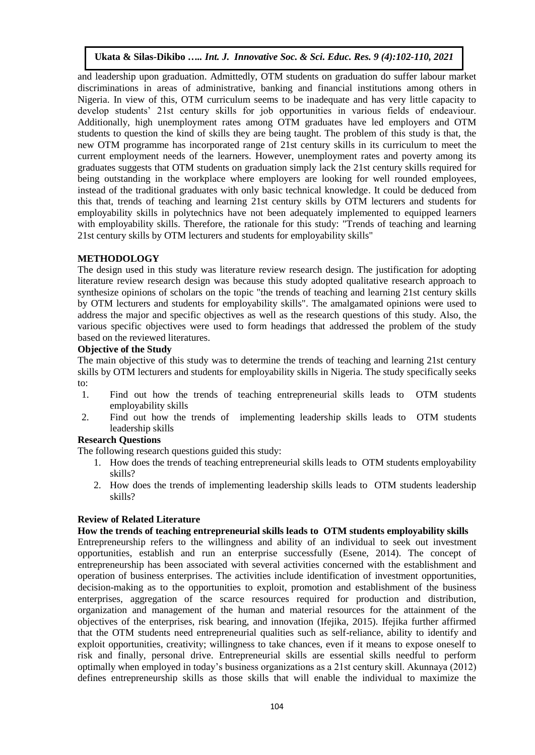and leadership upon graduation. Admittedly, OTM students on graduation do suffer labour market discriminations in areas of administrative, banking and financial institutions among others in Nigeria. In view of this, OTM curriculum seems to be inadequate and has very little capacity to develop students' 21st century skills for job opportunities in various fields of endeaviour. Additionally, high unemployment rates among OTM graduates have led employers and OTM students to question the kind of skills they are being taught. The problem of this study is that, the new OTM programme has incorporated range of 21st century skills in its curriculum to meet the current employment needs of the learners. However, unemployment rates and poverty among its graduates suggests that OTM students on graduation simply lack the 21st century skills required for being outstanding in the workplace where employers are looking for well rounded employees, instead of the traditional graduates with only basic technical knowledge. It could be deduced from this that, trends of teaching and learning 21st century skills by OTM lecturers and students for employability skills in polytechnics have not been adequately implemented to equipped learners with employability skills. Therefore, the rationale for this study: "Trends of teaching and learning 21st century skills by OTM lecturers and students for employability skills"

## METHODOLOGY

The design used in this study was literature review research design. The justification for adopting literature review research design was because this study adopted qualitative research approach to synthesize opinions of scholars on the topic "the trends of teaching and learning 21st century skills by OTM lecturers and students for employability skills". The amalgamated opinions were used to address the major and specific objectives as well as the research questions of this study. Also, the various specific objectives were used to form headings that addressed the problem of the study based on the reviewed literatures.

### Objective of the Study

The main objective of this study was to determine the trends of teaching and learning 21st century skills by OTM lecturers and students for employability skills in Nigeria. The study specifically seeks to:

1. Find out how the trends of teaching entrepreneurial skills leads to OTM students employability skills
2. Find out how the trends of implementing leadership skills leads to OTM students leadership skills

### Research Questions

The following research questions guided this study:

1. How does the trends of teaching entrepreneurial skills leads to OTM students employability skills?
2. How does the trends of implementing leadership skills leads to OTM students leadership skills?

### Review of Related Literature

**How the trends of teaching entrepreneurial skills leads to OTM students employability skills**

Entrepreneurship refers to the willingness and ability of an individual to seek out investment opportunities, establish and run an enterprise successfully (Esene, 2014). The concept of entrepreneurship has been associated with several activities concerned with the establishment and operation of business enterprises. The activities include identification of investment opportunities, decision-making as to the opportunities to exploit, promotion and establishment of the business enterprises, aggregation of the scarce resources required for production and distribution, organization and management of the human and material resources for the attainment of the objectives of the enterprises, risk bearing, and innovation (Ifejika, 2015). Ifejika further affirmed that the OTM students need entrepreneurial qualities such as self-reliance, ability to identify and exploit opportunities, creativity; willingness to take chances, even if it means to expose oneself to risk and finally, personal drive. Entrepreneurial skills are essential skills needful to perform optimally when employed in today's business organizations as a 21st century skill. Akunnaya (2012) defines entrepreneurship skills as those skills that will enable the individual to maximize the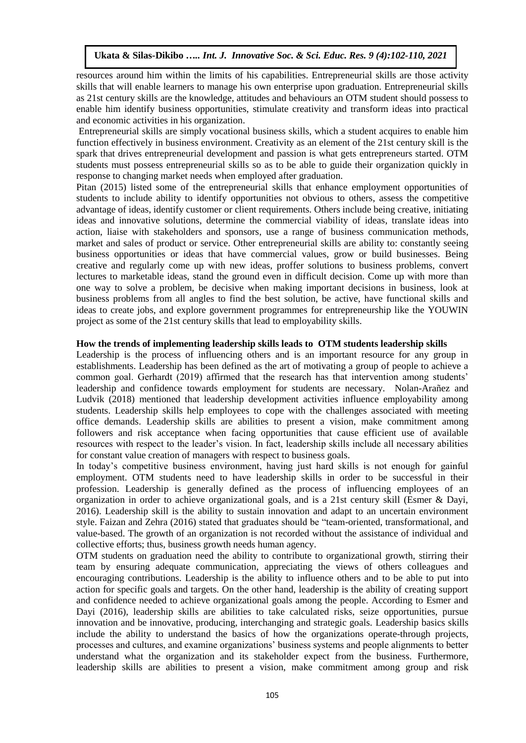resources around him within the limits of his capabilities. Entrepreneurial skills are those activity skills that will enable learners to manage his own enterprise upon graduation. Entrepreneurial skills as 21st century skills are the knowledge, attitudes and behaviours an OTM student should possess to enable him identify business opportunities, stimulate creativity and transform ideas into practical and economic activities in his organization.

Entrepreneurial skills are simply vocational business skills, which a student acquires to enable him function effectively in business environment. Creativity as an element of the 21st century skill is the spark that drives entrepreneurial development and passion is what gets entrepreneurs started. OTM students must possess entrepreneurial skills so as to be able to guide their organization quickly in response to changing market needs when employed after graduation.

Pitan (2015) listed some of the entrepreneurial skills that enhance employment opportunities of students to include ability to identify opportunities not obvious to others, assess the competitive advantage of ideas, identify customer or client requirements. Others include being creative, initiating ideas and innovative solutions, determine the commercial viability of ideas, translate ideas into action, liaise with stakeholders and sponsors, use a range of business communication methods, market and sales of product or service. Other entrepreneurial skills are ability to: constantly seeing business opportunities or ideas that have commercial values, grow or build businesses. Being creative and regularly come up with new ideas, proffer solutions to business problems, convert lectures to marketable ideas, stand the ground even in difficult decision. Come up with more than one way to solve a problem, be decisive when making important decisions in business, look at business problems from all angles to find the best solution, be active, have functional skills and ideas to create jobs, and explore government programmes for entrepreneurship like the YOUWIN project as some of the 21st century skills that lead to employability skills.

**How the trends of implementing leadership skills leads to OTM students leadership skills**

Leadership is the process of influencing others and is an important resource for any group in establishments. Leadership has been defined as the art of motivating a group of people to achieve a common goal. Gerhardt (2019) affirmed that the research has that intervention among students' leadership and confidence towards employment for students are necessary. Nolan-Arañez and Ludvik (2018) mentioned that leadership development activities influence employability among students. Leadership skills help employees to cope with the challenges associated with meeting office demands. Leadership skills are abilities to present a vision, make commitment among followers and risk acceptance when facing opportunities that cause efficient use of available resources with respect to the leader's vision. In fact, leadership skills include all necessary abilities for constant value creation of managers with respect to business goals.

In today's competitive business environment, having just hard skills is not enough for gainful employment. OTM students need to have leadership skills in order to be successful in their profession. Leadership is generally defined as the process of influencing employees of an organization in order to achieve organizational goals, and is a 21st century skill (Esmer & Dayi, 2016). Leadership skill is the ability to sustain innovation and adapt to an uncertain environment style. Faizan and Zehra (2016) stated that graduates should be "team-oriented, transformational, and value-based. The growth of an organization is not recorded without the assistance of individual and collective efforts; thus, business growth needs human agency.

OTM students on graduation need the ability to contribute to organizational growth, stirring their team by ensuring adequate communication, appreciating the views of others colleagues and encouraging contributions. Leadership is the ability to influence others and to be able to put into action for specific goals and targets. On the other hand, leadership is the ability of creating support and confidence needed to achieve organizational goals among the people. According to Esmer and Dayi (2016), leadership skills are abilities to take calculated risks, seize opportunities, pursue innovation and be innovative, producing, interchanging and strategic goals. Leadership basics skills include the ability to understand the basics of how the organizations operate-through projects, processes and cultures, and examine organizations' business systems and people alignments to better understand what the organization and its stakeholder expect from the business. Furthermore, leadership skills are abilities to present a vision, make commitment among group and risk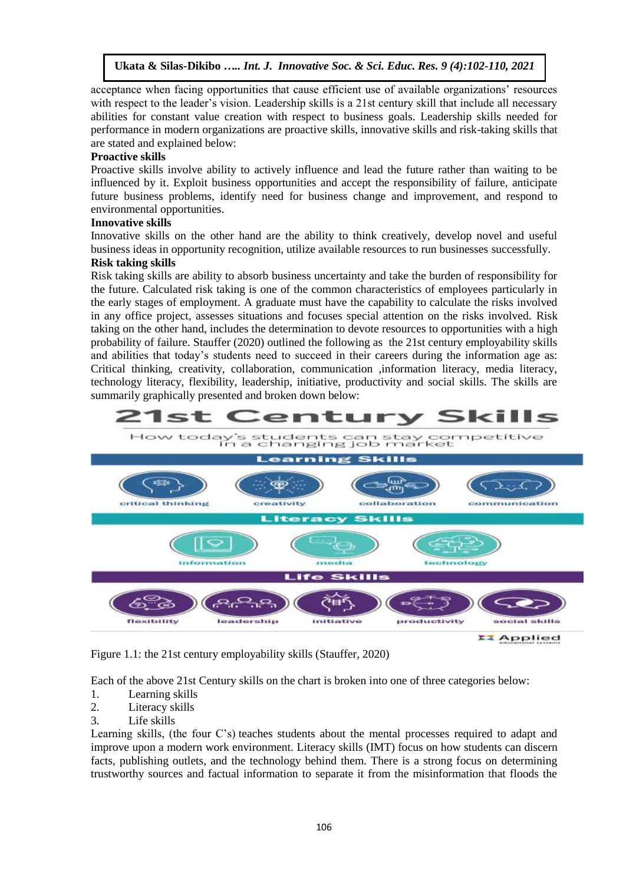acceptance when facing opportunities that cause efficient use of available organizations' resources with respect to the leader's vision. Leadership skills is a 21st century skill that include all necessary abilities for constant value creation with respect to business goals. Leadership skills needed for performance in modern organizations are proactive skills, innovative skills and risk-taking skills that are stated and explained below:

**Proactive skills**

Proactive skills involve ability to actively influence and lead the future rather than waiting to be influenced by it. Exploit business opportunities and accept the responsibility of failure, anticipate future business problems, identify need for business change and improvement, and respond to environmental opportunities.

**Innovative skills**

Innovative skills on the other hand are the ability to think creatively, develop novel and useful business ideas in opportunity recognition, utilize available resources to run businesses successfully.

**Risk taking skills**

Risk taking skills are ability to absorb business uncertainty and take the burden of responsibility for the future. Calculated risk taking is one of the common characteristics of employees particularly in the early stages of employment. A graduate must have the capability to calculate the risks involved in any office project, assesses situations and focuses special attention on the risks involved. Risk taking on the other hand, includes the determination to devote resources to opportunities with a high probability of failure. Stauffer (2020) outlined the following as the 21st century employability skills and abilities that today's students need to succeed in their careers during the information age as: Critical thinking, creativity, collaboration, communication ,information literacy, media literacy, technology literacy, flexibility, leadership, initiative, productivity and social skills. The skills are summarily graphically presented and broken down below:

**21st Century Skills**

How today's students can stay competitive in a changing job market

**Learning Skills**

critical thinking | creativity | collaboration | communication

**Literacy Skills**

information | media | technology

**Life Skills**

flexibility | leadership | initiative | productivity | social skills

Applied

Figure 1.1: the 21st century employability skills (Stauffer, 2020)

Each of the above 21st Century skills on the chart is broken into one of three categories below:

1. Learning skills
2. Literacy skills
3. Life skills

Learning skills, (the four C's) teaches students about the mental processes required to adapt and improve upon a modern work environment. Literacy skills (IMT) focus on how students can discern facts, publishing outlets, and the technology behind them. There is a strong focus on determining trustworthy sources and factual information to separate it from the misinformation that floods the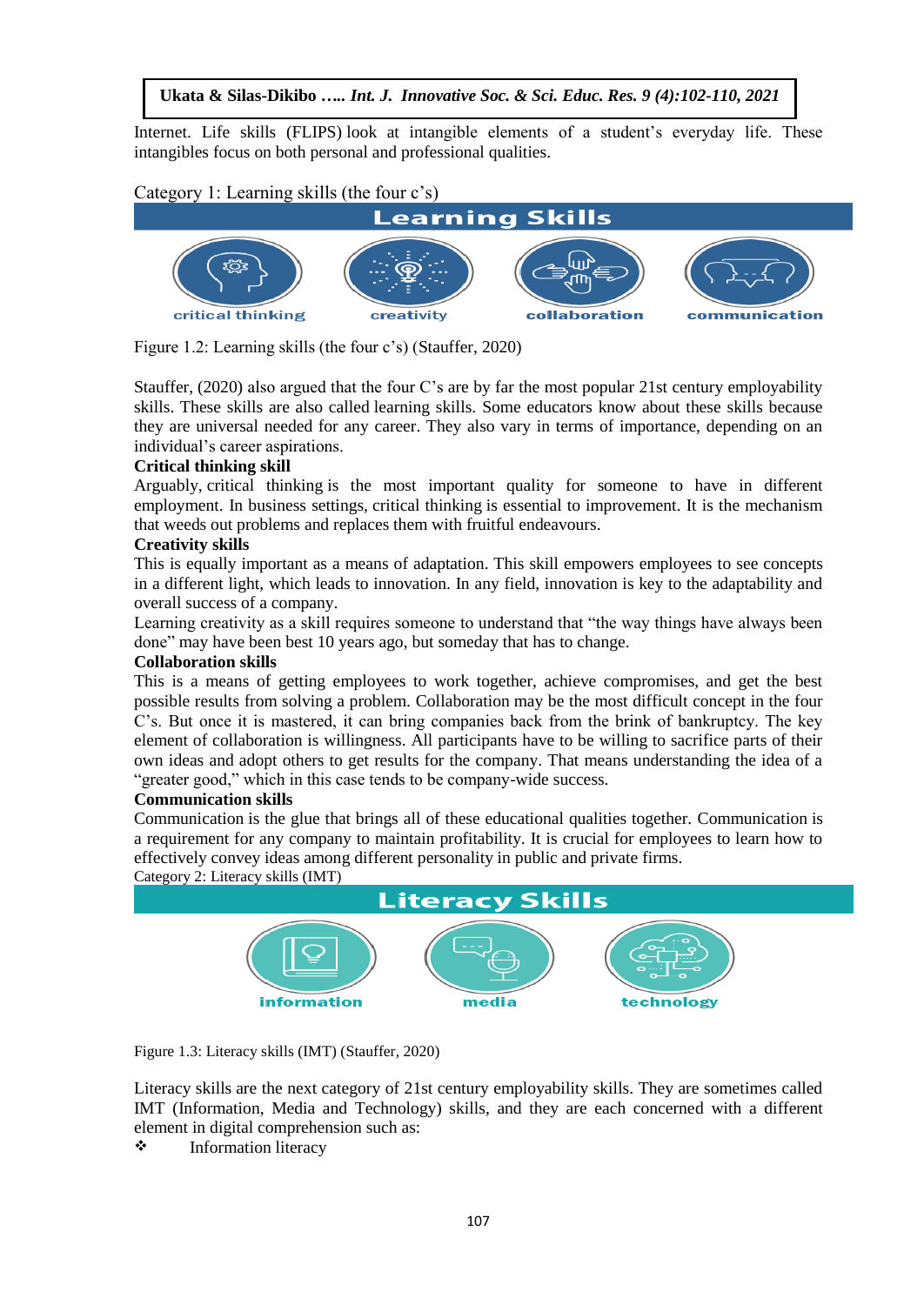Internet. Life skills (FLIPS) look at intangible elements of a student's everyday life. These intangibles focus on both personal and professional qualities.

Category 1: Learning skills (the four c's)

Learning Skills

critical thinking | creativity | collaboration | communication

Figure 1.2: Learning skills (the four c's) (Stauffer, 2020)

Stauffer, (2020) also argued that the four C's are by far the most popular 21st century employability skills. These skills are also called learning skills. Some educators know about these skills because they are universal needed for any career. They also vary in terms of importance, depending on an individual's career aspirations.

**Critical thinking skill**

Arguably, critical thinking is the most important quality for someone to have in different employment. In business settings, critical thinking is essential to improvement. It is the mechanism that weeds out problems and replaces them with fruitful endeavours.

**Creativity skills**

This is equally important as a means of adaptation. This skill empowers employees to see concepts in a different light, which leads to innovation. In any field, innovation is key to the adaptability and overall success of a company.

Learning creativity as a skill requires someone to understand that "the way things have always been done" may have been best 10 years ago, but someday that has to change.

**Collaboration skills**

This is a means of getting employees to work together, achieve compromises, and get the best possible results from solving a problem. Collaboration may be the most difficult concept in the four C's. But once it is mastered, it can bring companies back from the brink of bankruptcy. The key element of collaboration is willingness. All participants have to be willing to sacrifice parts of their own ideas and adopt others to get results for the company. That means understanding the idea of a "greater good," which in this case tends to be company-wide success.

**Communication skills**

Communication is the glue that brings all of these educational qualities together. Communication is a requirement for any company to maintain profitability. It is crucial for employees to learn how to effectively convey ideas among different personality in public and private firms.

Category 2: Literacy skills (IMT)

Literacy Skills

information | media | technology

Figure 1.3: Literacy skills (IMT) (Stauffer, 2020)

Literacy skills are the next category of 21st century employability skills. They are sometimes called IMT (Information, Media and Technology) skills, and they are each concerned with a different element in digital comprehension such as:

❖ Information literacy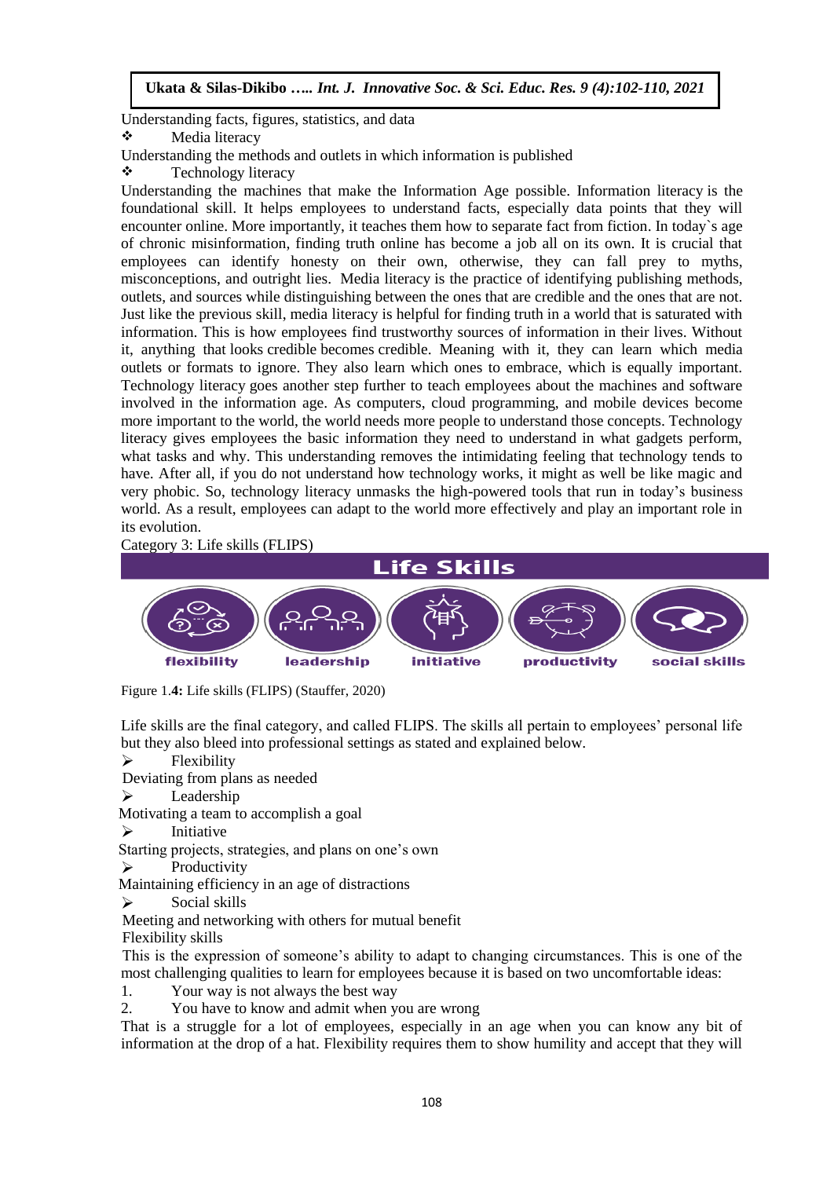Understanding facts, figures, statistics, and data

- Media literacy

Understanding the methods and outlets in which information is published

- Technology literacy

Understanding the machines that make the Information Age possible. Information literacy is the foundational skill. It helps employees to understand facts, especially data points that they will encounter online. More importantly, it teaches them how to separate fact from fiction. In today`s age of chronic misinformation, finding truth online has become a job all on its own. It is crucial that employees can identify honesty on their own, otherwise, they can fall prey to myths, misconceptions, and outright lies. Media literacy is the practice of identifying publishing methods, outlets, and sources while distinguishing between the ones that are credible and the ones that are not. Just like the previous skill, media literacy is helpful for finding truth in a world that is saturated with information. This is how employees find trustworthy sources of information in their lives. Without it, anything that looks credible becomes credible. Meaning with it, they can learn which media outlets or formats to ignore. They also learn which ones to embrace, which is equally important. Technology literacy goes another step further to teach employees about the machines and software involved in the information age. As computers, cloud programming, and mobile devices become more important to the world, the world needs more people to understand those concepts. Technology literacy gives employees the basic information they need to understand in what gadgets perform, what tasks and why. This understanding removes the intimidating feeling that technology tends to have. After all, if you do not understand how technology works, it might as well be like magic and very phobic. So, technology literacy unmasks the high-powered tools that run in today's business world. As a result, employees can adapt to the world more effectively and play an important role in its evolution.

Category 3: Life skills (FLIPS)

**Life Skills**

flexibility | leadership | initiative | productivity | social skills

Figure 1.**4:** Life skills (FLIPS) (Stauffer, 2020)

Life skills are the final category, and called FLIPS. The skills all pertain to employees' personal life but they also bleed into professional settings as stated and explained below.

- Flexibility

Deviating from plans as needed

- Leadership

Motivating a team to accomplish a goal

- Initiative

Starting projects, strategies, and plans on one's own

- Productivity

Maintaining efficiency in an age of distractions

- Social skills

Meeting and networking with others for mutual benefit

Flexibility skills

This is the expression of someone's ability to adapt to changing circumstances. This is one of the most challenging qualities to learn for employees because it is based on two uncomfortable ideas:

1. Your way is not always the best way
2. You have to know and admit when you are wrong

That is a struggle for a lot of employees, especially in an age when you can know any bit of information at the drop of a hat. Flexibility requires them to show humility and accept that they will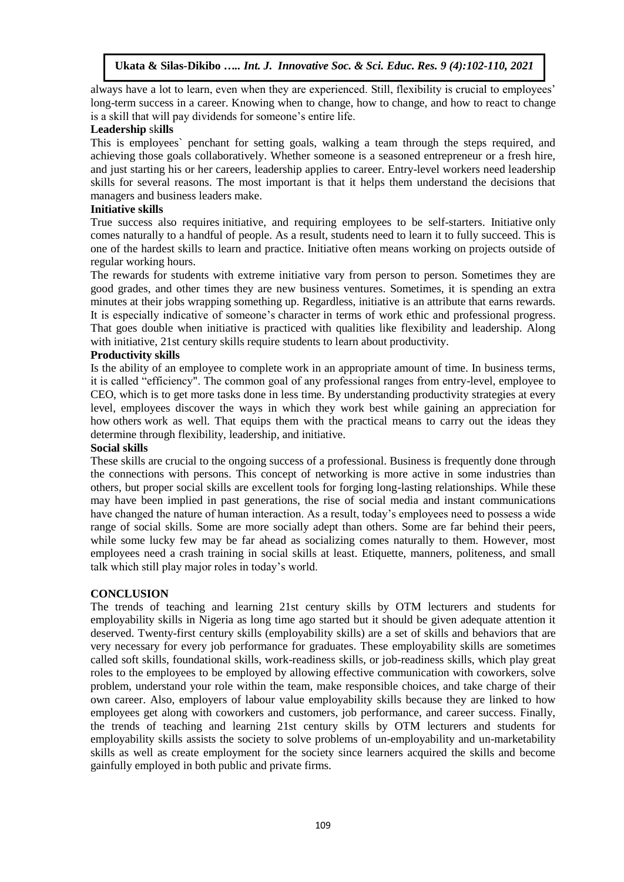always have a lot to learn, even when they are experienced. Still, flexibility is crucial to employees' long-term success in a career. Knowing when to change, how to change, and how to react to change is a skill that will pay dividends for someone's entire life.

**Leadership skills**

This is employees` penchant for setting goals, walking a team through the steps required, and achieving those goals collaboratively. Whether someone is a seasoned entrepreneur or a fresh hire, and just starting his or her careers, leadership applies to career. Entry-level workers need leadership skills for several reasons. The most important is that it helps them understand the decisions that managers and business leaders make.

**Initiative skills**

True success also requires initiative, and requiring employees to be self-starters. Initiative only comes naturally to a handful of people. As a result, students need to learn it to fully succeed. This is one of the hardest skills to learn and practice. Initiative often means working on projects outside of regular working hours.

The rewards for students with extreme initiative vary from person to person. Sometimes they are good grades, and other times they are new business ventures. Sometimes, it is spending an extra minutes at their jobs wrapping something up. Regardless, initiative is an attribute that earns rewards. It is especially indicative of someone's character in terms of work ethic and professional progress. That goes double when initiative is practiced with qualities like flexibility and leadership. Along with initiative, 21st century skills require students to learn about productivity.

**Productivity skills**

Is the ability of an employee to complete work in an appropriate amount of time. In business terms, it is called "efficiency". The common goal of any professional ranges from entry-level, employee to CEO, which is to get more tasks done in less time. By understanding productivity strategies at every level, employees discover the ways in which they work best while gaining an appreciation for how others work as well. That equips them with the practical means to carry out the ideas they determine through flexibility, leadership, and initiative.

**Social skills**

These skills are crucial to the ongoing success of a professional. Business is frequently done through the connections with persons. This concept of networking is more active in some industries than others, but proper social skills are excellent tools for forging long-lasting relationships. While these may have been implied in past generations, the rise of social media and instant communications have changed the nature of human interaction. As a result, today's employees need to possess a wide range of social skills. Some are more socially adept than others. Some are far behind their peers, while some lucky few may be far ahead as socializing comes naturally to them. However, most employees need a crash training in social skills at least. Etiquette, manners, politeness, and small talk which still play major roles in today's world.

## CONCLUSION

The trends of teaching and learning 21st century skills by OTM lecturers and students for employability skills in Nigeria as long time ago started but it should be given adequate attention it deserved. Twenty-first century skills (employability skills) are a set of skills and behaviors that are very necessary for every job performance for graduates. These employability skills are sometimes called soft skills, foundational skills, work-readiness skills, or job-readiness skills, which play great roles to the employees to be employed by allowing effective communication with coworkers, solve problem, understand your role within the team, make responsible choices, and take charge of their own career. Also, employers of labour value employability skills because they are linked to how employees get along with coworkers and customers, job performance, and career success. Finally, the trends of teaching and learning 21st century skills by OTM lecturers and students for employability skills assists the society to solve problems of un-employability and un-marketability skills as well as create employment for the society since learners acquired the skills and become gainfully employed in both public and private firms.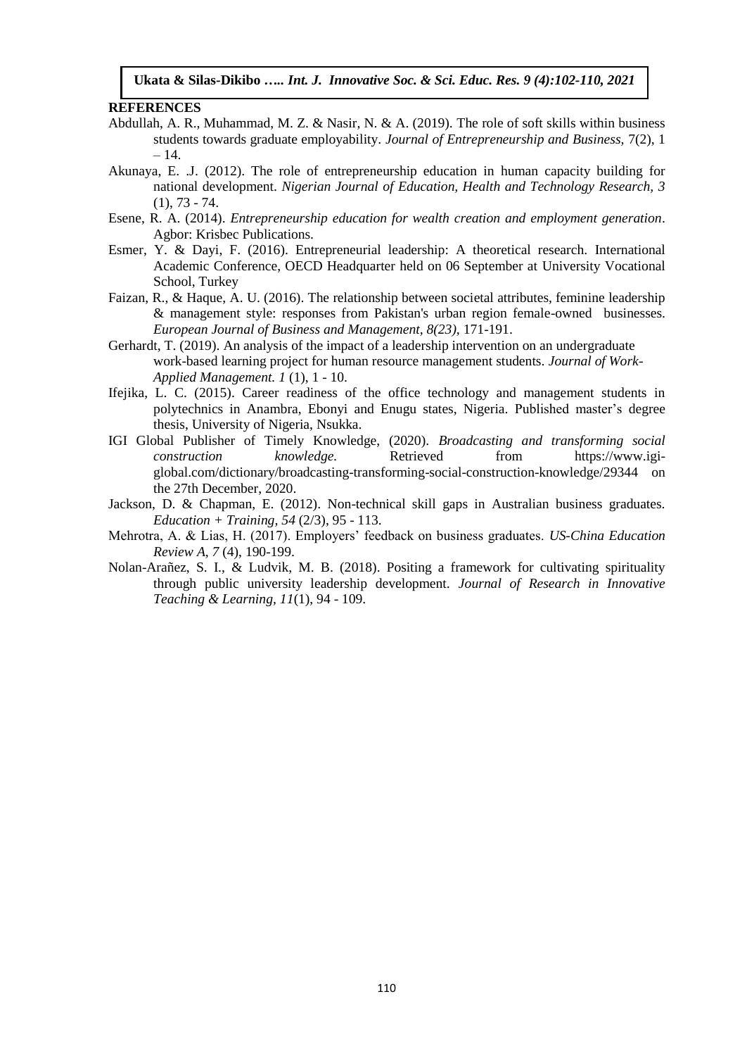**REFERENCES**

Abdullah, A. R., Muhammad, M. Z. & Nasir, N. & A. (2019). The role of soft skills within business students towards graduate employability. *Journal of Entrepreneurship and Business,* 7(2), 1 – 14.

Akunaya, E. .J. (2012). The role of entrepreneurship education in human capacity building for national development. *Nigerian Journal of Education, Health and Technology Research, 3* (1), 73 - 74.

Esene, R. A. (2014). *Entrepreneurship education for wealth creation and employment generation*. Agbor: Krisbec Publications.

Esmer, Y. & Dayi, F. (2016). Entrepreneurial leadership: A theoretical research. International Academic Conference, OECD Headquarter held on 06 September at University Vocational School, Turkey

Faizan, R., & Haque, A. U. (2016). The relationship between societal attributes, feminine leadership & management style: responses from Pakistan's urban region female-owned businesses. *European Journal of Business and Management, 8(23),* 171-191.

Gerhardt, T. (2019). An analysis of the impact of a leadership intervention on an undergraduate work-based learning project for human resource management students. *Journal of Work-Applied Management. 1* (1), 1 - 10.

Ifejika, L. C. (2015). Career readiness of the office technology and management students in polytechnics in Anambra, Ebonyi and Enugu states, Nigeria. Published master's degree thesis, University of Nigeria, Nsukka.

IGI Global Publisher of Timely Knowledge, (2020). *Broadcasting and transforming social construction knowledge.* Retrieved from https://www.igi-global.com/dictionary/broadcasting-transforming-social-construction-knowledge/29344 on the 27th December, 2020.

Jackson, D. & Chapman, E. (2012). Non-technical skill gaps in Australian business graduates. *Education + Training, 54* (2/3), 95 - 113.

Mehrotra, A. & Lias, H. (2017). Employers' feedback on business graduates. *US-China Education Review A, 7* (4), 190-199.

Nolan-Arañez, S. I., & Ludvik, M. B. (2018). Positing a framework for cultivating spirituality through public university leadership development. *Journal of Research in Innovative Teaching & Learning, 11*(1), 94 - 109.